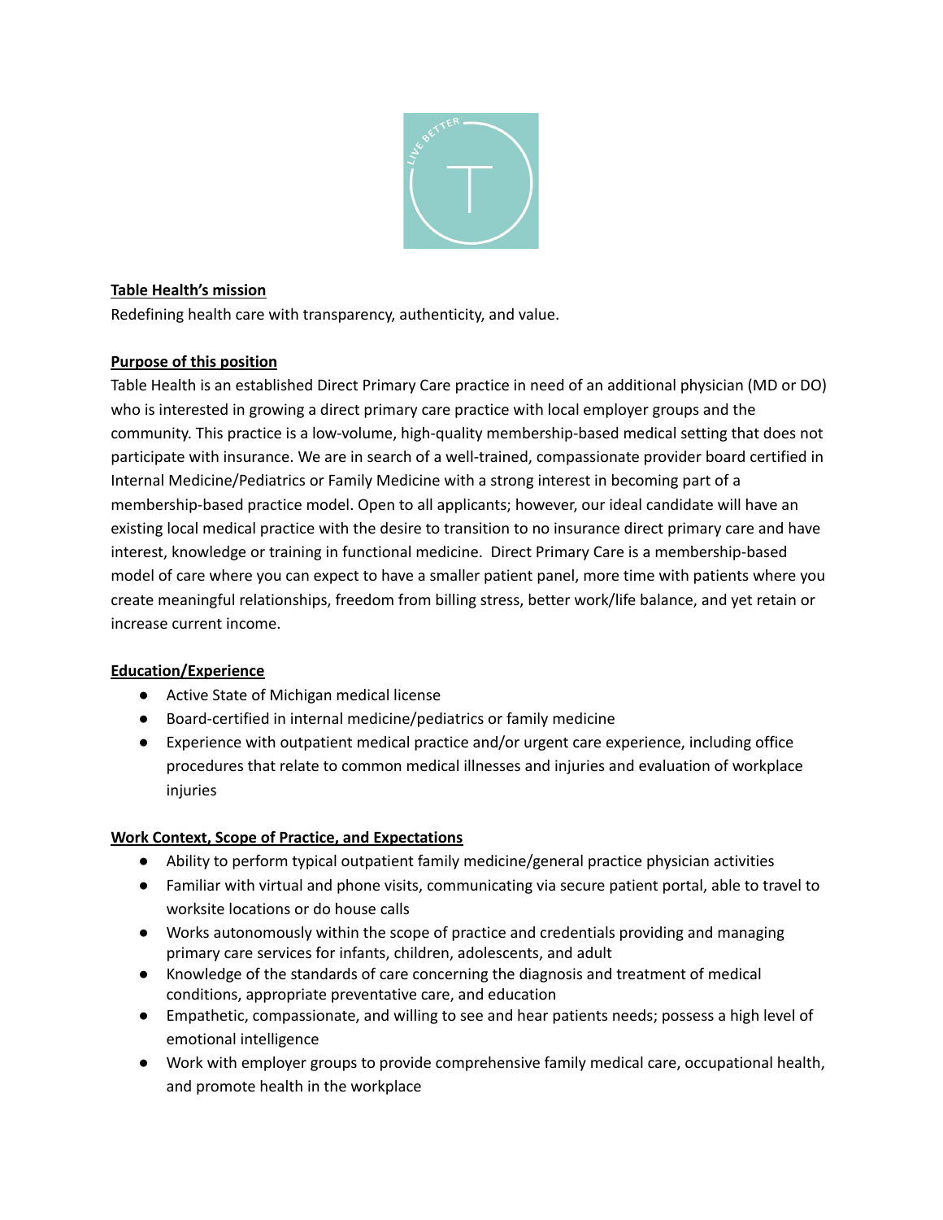**Table Health's mission**

Redefining health care with transparency, authenticity, and value.

**Purpose of this position**

Table Health is an established Direct Primary Care practice in need of an additional physician (MD or DO) who is interested in growing a direct primary care practice with local employer groups and the community. This practice is a low-volume, high-quality membership-based medical setting that does not participate with insurance. We are in search of a well-trained, compassionate provider board certified in Internal Medicine/Pediatrics or Family Medicine with a strong interest in becoming part of a membership-based practice model. Open to all applicants; however, our ideal candidate will have an existing local medical practice with the desire to transition to no insurance direct primary care and have interest, knowledge or training in functional medicine. Direct Primary Care is a membership-based model of care where you can expect to have a smaller patient panel, more time with patients where you create meaningful relationships, freedom from billing stress, better work/life balance, and yet retain or increase current income.

**Education/Experience**

- Active State of Michigan medical license
- Board-certified in internal medicine/pediatrics or family medicine
- Experience with outpatient medical practice and/or urgent care experience, including office procedures that relate to common medical illnesses and injuries and evaluation of workplace injuries

**Work Context, Scope of Practice, and Expectations**

- Ability to perform typical outpatient family medicine/general practice physician activities
- Familiar with virtual and phone visits, communicating via secure patient portal, able to travel to worksite locations or do house calls
- Works autonomously within the scope of practice and credentials providing and managing primary care services for infants, children, adolescents, and adult
- Knowledge of the standards of care concerning the diagnosis and treatment of medical conditions, appropriate preventative care, and education
- Empathetic, compassionate, and willing to see and hear patients needs; possess a high level of emotional intelligence
- Work with employer groups to provide comprehensive family medical care, occupational health, and promote health in the workplace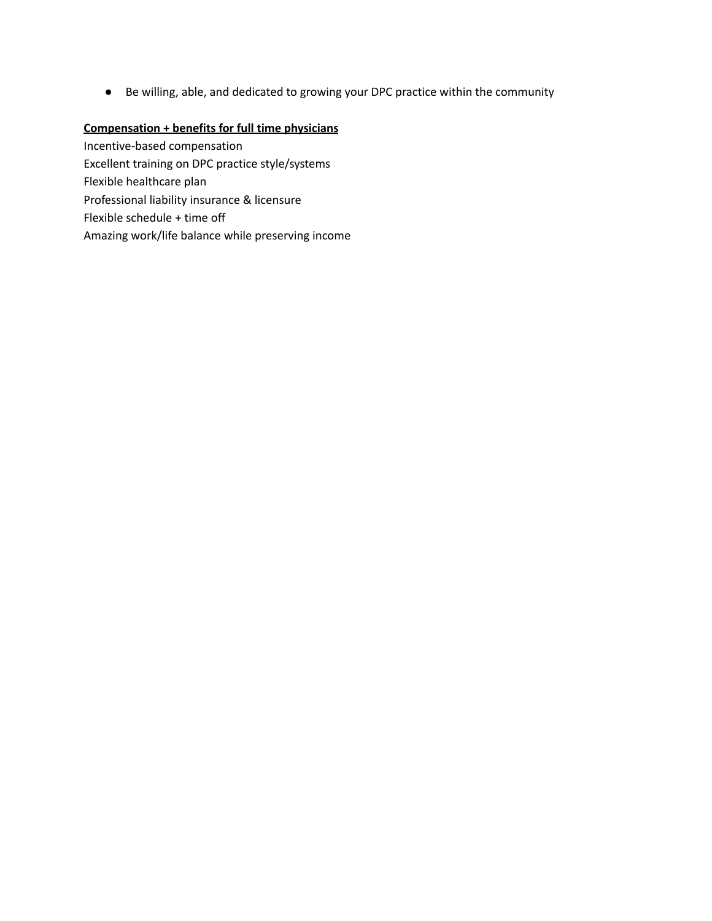- Be willing, able, and dedicated to growing your DPC practice within the community

**Compensation + benefits for full time physicians**

Incentive-based compensation
Excellent training on DPC practice style/systems
Flexible healthcare plan
Professional liability insurance & licensure
Flexible schedule + time off
Amazing work/life balance while preserving income